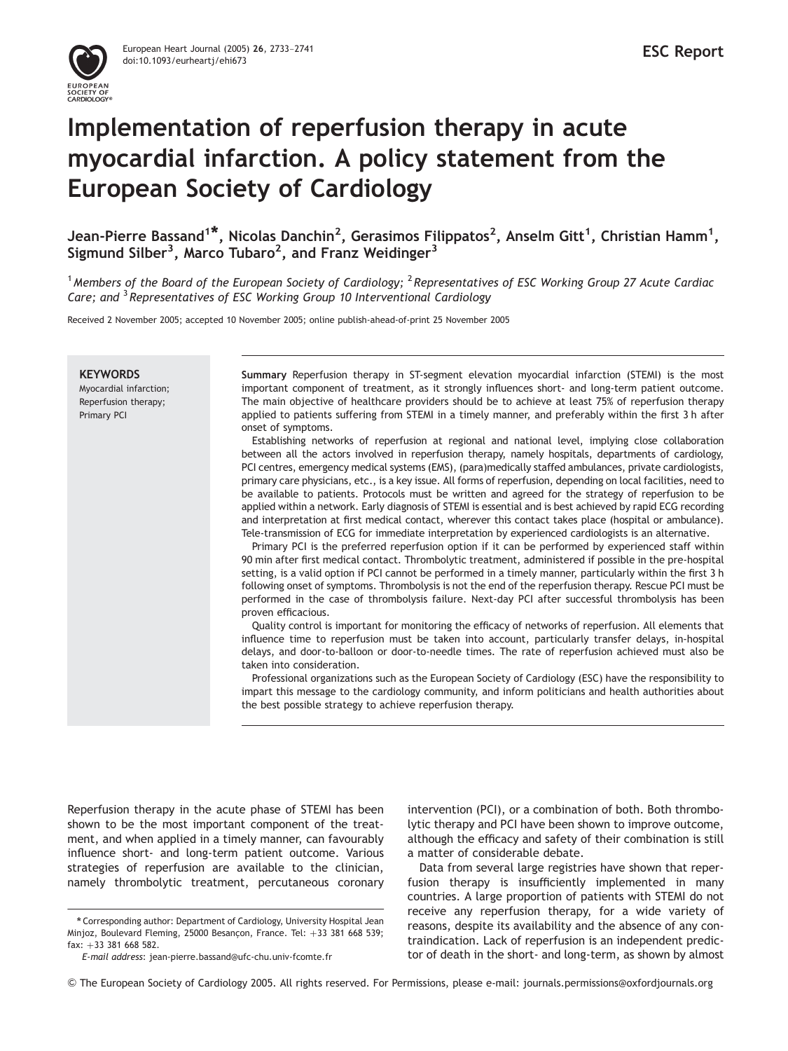ESC Report

# Implementation of reperfusion therapy in acute myocardial infarction. A policy statement from the European Society of Cardiology

**Jean-Pierre Bassand[1]*, Nicolas Danchin[2], Gerasimos Filippatos[2], Anselm Gitt[1], Christian Hamm[1], Sigmund Silber[3], Marco Tubaro[2], and Franz Weidinger[3]**

[1] *Members of the Board of the European Society of Cardiology;* [2] *Representatives of ESC Working Group 27 Acute Cardiac Care; and* [3] *Representatives of ESC Working Group 10 Interventional Cardiology*

Received 2 November 2005; accepted 10 November 2005; online publish-ahead-of-print 25 November 2005

**KEYWORDS**
Myocardial infarction;
Reperfusion therapy;
Primary PCI

**Summary** Reperfusion therapy in ST-segment elevation myocardial infarction (STEMI) is the most important component of treatment, as it strongly influences short- and long-term patient outcome. The main objective of healthcare providers should be to achieve at least 75% of reperfusion therapy applied to patients suffering from STEMI in a timely manner, and preferably within the first 3 h after onset of symptoms.

Establishing networks of reperfusion at regional and national level, implying close collaboration between all the actors involved in reperfusion therapy, namely hospitals, departments of cardiology, PCI centres, emergency medical systems (EMS), (para)medically staffed ambulances, private cardiologists, primary care physicians, etc., is a key issue. All forms of reperfusion, depending on local facilities, need to be available to patients. Protocols must be written and agreed for the strategy of reperfusion to be applied within a network. Early diagnosis of STEMI is essential and is best achieved by rapid ECG recording and interpretation at first medical contact, wherever this contact takes place (hospital or ambulance). Tele-transmission of ECG for immediate interpretation by experienced cardiologists is an alternative.

Primary PCI is the preferred reperfusion option if it can be performed by experienced staff within 90 min after first medical contact. Thrombolytic treatment, administered if possible in the pre-hospital setting, is a valid option if PCI cannot be performed in a timely manner, particularly within the first 3 h following onset of symptoms. Thrombolysis is not the end of the reperfusion therapy. Rescue PCI must be performed in the case of thrombolysis failure. Next-day PCI after successful thrombolysis has been proven efficacious.

Quality control is important for monitoring the efficacy of networks of reperfusion. All elements that influence time to reperfusion must be taken into account, particularly transfer delays, in-hospital delays, and door-to-balloon or door-to-needle times. The rate of reperfusion achieved must also be taken into consideration.

Professional organizations such as the European Society of Cardiology (ESC) have the responsibility to impart this message to the cardiology community, and inform politicians and health authorities about the best possible strategy to achieve reperfusion therapy.

Reperfusion therapy in the acute phase of STEMI has been shown to be the most important component of the treatment, and when applied in a timely manner, can favourably influence short- and long-term patient outcome. Various strategies of reperfusion are available to the clinician, namely thrombolytic treatment, percutaneous coronary intervention (PCI), or a combination of both. Both thrombolytic therapy and PCI have been shown to improve outcome, although the efficacy and safety of their combination is still a matter of considerable debate.

Data from several large registries have shown that reperfusion therapy is insufficiently implemented in many countries. A large proportion of patients with STEMI do not receive any reperfusion therapy, for a wide variety of reasons, despite its availability and the absence of any contraindication. Lack of reperfusion is an independent predictor of death in the short- and long-term, as shown by almost

\* Corresponding author: Department of Cardiology, University Hospital Jean Minjoz, Boulevard Fleming, 25000 Besançon, France. Tel: +33 381 668 539; fax: +33 381 668 582.
*E-mail address*: jean-pierre.bassand@ufc-chu.univ-fcomte.fr

© The European Society of Cardiology 2005. All rights reserved. For Permissions, please e-mail: journals.permissions@oxfordjournals.org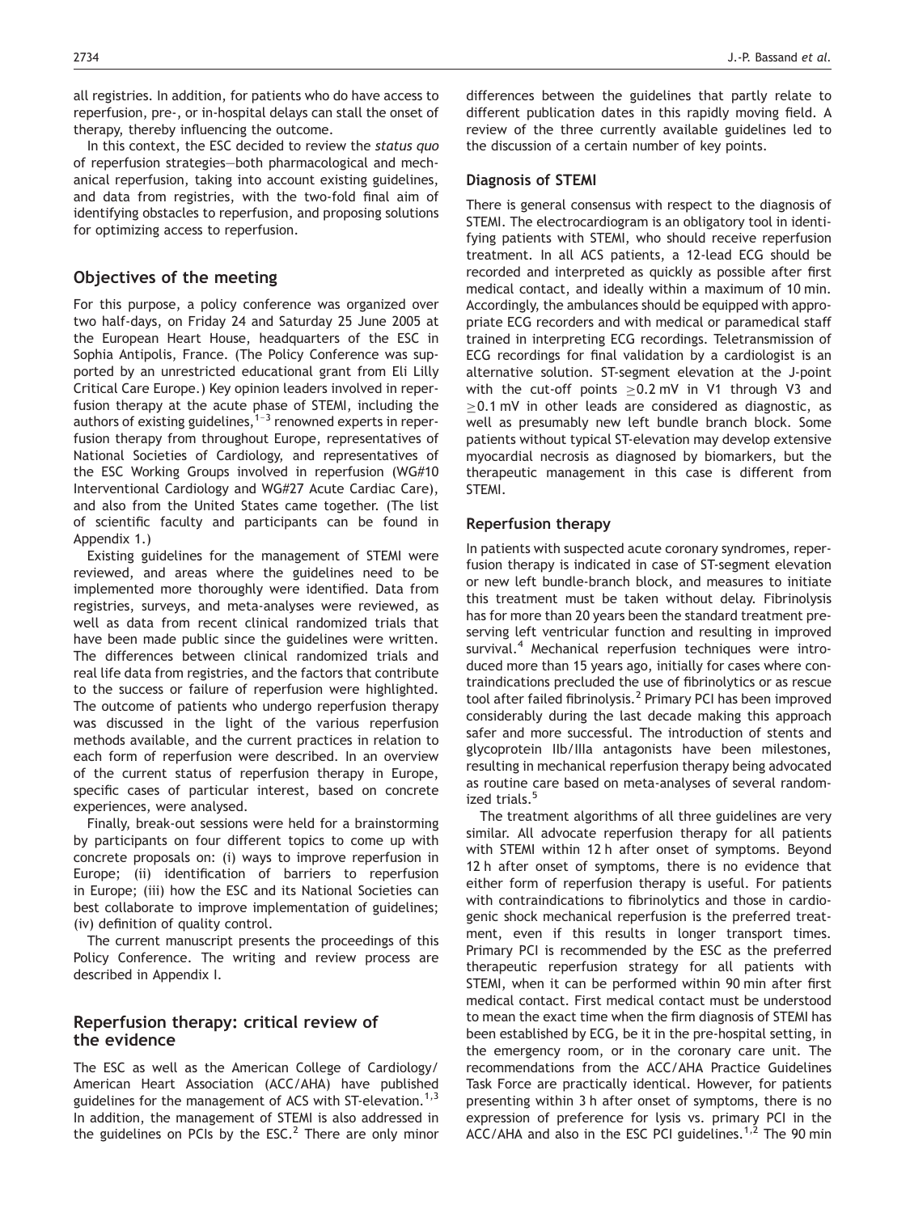all registries. In addition, for patients who do have access to reperfusion, pre-, or in-hospital delays can stall the onset of therapy, thereby influencing the outcome.

In this context, the ESC decided to review the *status quo* of reperfusion strategies—both pharmacological and mechanical reperfusion, taking into account existing guidelines, and data from registries, with the two-fold final aim of identifying obstacles to reperfusion, and proposing solutions for optimizing access to reperfusion.

## Objectives of the meeting

For this purpose, a policy conference was organized over two half-days, on Friday 24 and Saturday 25 June 2005 at the European Heart House, headquarters of the ESC in Sophia Antipolis, France. (The Policy Conference was supported by an unrestricted educational grant from Eli Lilly Critical Care Europe.) Key opinion leaders involved in reperfusion therapy at the acute phase of STEMI, including the authors of existing guidelines,[1–3] renowned experts in reperfusion therapy from throughout Europe, representatives of National Societies of Cardiology, and representatives of the ESC Working Groups involved in reperfusion (WG#10 Interventional Cardiology and WG#27 Acute Cardiac Care), and also from the United States came together. (The list of scientific faculty and participants can be found in Appendix 1.)

Existing guidelines for the management of STEMI were reviewed, and areas where the guidelines need to be implemented more thoroughly were identified. Data from registries, surveys, and meta-analyses were reviewed, as well as data from recent clinical randomized trials that have been made public since the guidelines were written. The differences between clinical randomized trials and real life data from registries, and the factors that contribute to the success or failure of reperfusion were highlighted. The outcome of patients who undergo reperfusion therapy was discussed in the light of the various reperfusion methods available, and the current practices in relation to each form of reperfusion were described. In an overview of the current status of reperfusion therapy in Europe, specific cases of particular interest, based on concrete experiences, were analysed.

Finally, break-out sessions were held for a brainstorming by participants on four different topics to come up with concrete proposals on: (i) ways to improve reperfusion in Europe; (ii) identification of barriers to reperfusion in Europe; (iii) how the ESC and its National Societies can best collaborate to improve implementation of guidelines; (iv) definition of quality control.

The current manuscript presents the proceedings of this Policy Conference. The writing and review process are described in Appendix I.

## Reperfusion therapy: critical review of the evidence

The ESC as well as the American College of Cardiology/American Heart Association (ACC/AHA) have published guidelines for the management of ACS with ST-elevation.[1,3] In addition, the management of STEMI is also addressed in the guidelines on PCIs by the ESC.[2] There are only minor differences between the guidelines that partly relate to different publication dates in this rapidly moving field. A review of the three currently available guidelines led to the discussion of a certain number of key points.

### Diagnosis of STEMI

There is general consensus with respect to the diagnosis of STEMI. The electrocardiogram is an obligatory tool in identifying patients with STEMI, who should receive reperfusion treatment. In all ACS patients, a 12-lead ECG should be recorded and interpreted as quickly as possible after first medical contact, and ideally within a maximum of 10 min. Accordingly, the ambulances should be equipped with appropriate ECG recorders and with medical or paramedical staff trained in interpreting ECG recordings. Teletransmission of ECG recordings for final validation by a cardiologist is an alternative solution. ST-segment elevation at the J-point with the cut-off points $\geq 0.2$ mV in V1 through V3 and $\geq 0.1$ mV in other leads are considered as diagnostic, as well as presumably new left bundle branch block. Some patients without typical ST-elevation may develop extensive myocardial necrosis as diagnosed by biomarkers, but the therapeutic management in this case is different from STEMI.

### Reperfusion therapy

In patients with suspected acute coronary syndromes, reperfusion therapy is indicated in case of ST-segment elevation or new left bundle-branch block, and measures to initiate this treatment must be taken without delay. Fibrinolysis has for more than 20 years been the standard treatment preserving left ventricular function and resulting in improved survival.[4] Mechanical reperfusion techniques were introduced more than 15 years ago, initially for cases where contraindications precluded the use of fibrinolytics or as rescue tool after failed fibrinolysis.[2] Primary PCI has been improved considerably during the last decade making this approach safer and more successful. The introduction of stents and glycoprotein IIb/IIIa antagonists have been milestones, resulting in mechanical reperfusion therapy being advocated as routine care based on meta-analyses of several randomized trials.[5]

The treatment algorithms of all three guidelines are very similar. All advocate reperfusion therapy for all patients with STEMI within 12 h after onset of symptoms. Beyond 12 h after onset of symptoms, there is no evidence that either form of reperfusion therapy is useful. For patients with contraindications to fibrinolytics and those in cardiogenic shock mechanical reperfusion is the preferred treatment, even if this results in longer transport times. Primary PCI is recommended by the ESC as the preferred therapeutic reperfusion strategy for all patients with STEMI, when it can be performed within 90 min after first medical contact. First medical contact must be understood to mean the exact time when the firm diagnosis of STEMI has been established by ECG, be it in the pre-hospital setting, in the emergency room, or in the coronary care unit. The recommendations from the ACC/AHA Practice Guidelines Task Force are practically identical. However, for patients presenting within 3 h after onset of symptoms, there is no expression of preference for lysis vs. primary PCI in the ACC/AHA and also in the ESC PCI guidelines.[1,2] The 90 min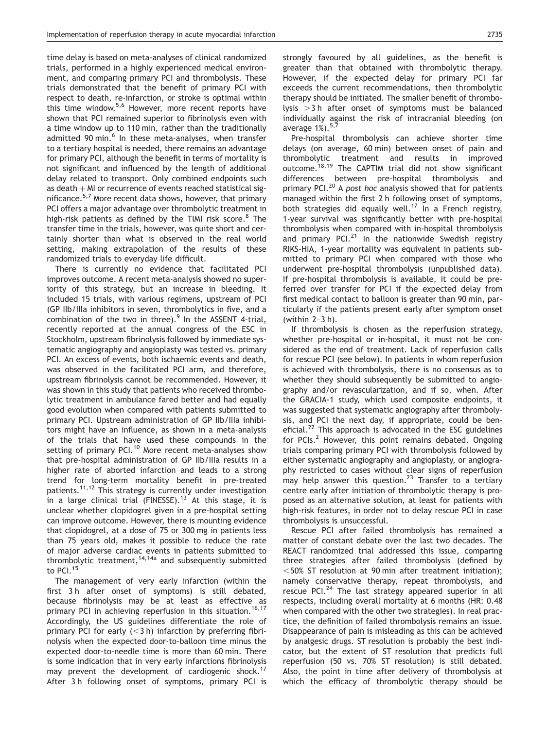time delay is based on meta-analyses of clinical randomized trials, performed in a highly experienced medical environment, and comparing primary PCI and thrombolysis. These trials demonstrated that the benefit of primary PCI with respect to death, re-infarction, or stroke is optimal within this time window.[5,6] However, more recent reports have shown that PCI remained superior to fibrinolysis even with a time window up to 110 min, rather than the traditionally admitted 90 min.[6] In these meta-analyses, when transfer to a tertiary hospital is needed, there remains an advantage for primary PCI, although the benefit in terms of mortality is not significant and influenced by the length of additional delay related to transport. Only combined endpoints such as death + MI or recurrence of events reached statistical significance.[5,7] More recent data shows, however, that primary PCI offers a major advantage over thrombolytic treatment in high-risk patients as defined by the TIMI risk score.[8] The transfer time in the trials, however, was quite short and certainly shorter than what is observed in the real world setting, making extrapolation of the results of these randomized trials to everyday life difficult.

There is currently no evidence that facilitated PCI improves outcome. A recent meta-analysis showed no superiority of this strategy, but an increase in bleeding. It included 15 trials, with various regimens, upstream of PCI (GP IIb/IIIa inhibitors in seven, thrombolytics in five, and a combination of the two in three).[9] In the ASSENT 4-trial, recently reported at the annual congress of the ESC in Stockholm, upstream fibrinolysis followed by immediate systematic angiography and angioplasty was tested vs. primary PCI. An excess of events, both ischaemic events and death, was observed in the facilitated PCI arm, and therefore, upstream fibrinolysis cannot be recommended. However, it was shown in this study that patients who received thrombolytic treatment in ambulance fared better and had equally good evolution when compared with patients submitted to primary PCI. Upstream administration of GP IIb/IIIa inhibitors might have an influence, as shown in a meta-analysis of the trials that have used these compounds in the setting of primary PCI.[10] More recent meta-analyses show that pre-hospital administration of GP IIb/IIIa results in a higher rate of aborted infarction and leads to a strong trend for long-term mortality benefit in pre-treated patients.[11,12] This strategy is currently under investigation in a large clinical trial (FINESSE).[13] At this stage, it is unclear whether clopidogrel given in a pre-hospital setting can improve outcome. However, there is mounting evidence that clopidogrel, at a dose of 75 or 300 mg in patients less than 75 years old, makes it possible to reduce the rate of major adverse cardiac events in patients submitted to thrombolytic treatment,[14,14a] and subsequently submitted to PCI.[15]

The management of very early infarction (within the first 3 h after onset of symptoms) is still debated, because fibrinolysis may be at least as effective as primary PCI in achieving reperfusion in this situation.[16,17] Accordingly, the US guidelines differentiate the role of primary PCI for early (<3 h) infarction by preferring fibrinolysis when the expected door-to-balloon time minus the expected door-to-needle time is more than 60 min. There is some indication that in very early infarctions fibrinolysis may prevent the development of cardiogenic shock.[17] After 3 h following onset of symptoms, primary PCI is strongly favoured by all guidelines, as the benefit is greater than that obtained with thrombolytic therapy. However, if the expected delay for primary PCI far exceeds the current recommendations, then thrombolytic therapy should be initiated. The smaller benefit of thrombolysis >3 h after onset of symptoms must be balanced individually against the risk of intracranial bleeding (on average 1%).[5,7]

Pre-hospital thrombolysis can achieve shorter time delays (on average, 60 min) between onset of pain and thrombolytic treatment and results in improved outcome.[18,19] The CAPTIM trial did not show significant differences between pre-hospital thrombolysis and primary PCI.[20] A *post hoc* analysis showed that for patients managed within the first 2 h following onset of symptoms, both strategies did equally well.[17] In a French registry, 1-year survival was significantly better with pre-hospital thrombolysis when compared with in-hospital thrombolysis and primary PCI.[21] In the nationwide Swedish registry RIKS-HIA, 1-year mortality was equivalent in patients submitted to primary PCI when compared with those who underwent pre-hospital thrombolysis (unpublished data). If pre-hospital thrombolysis is available, it could be preferred over transfer for PCI if the expected delay from first medical contact to balloon is greater than 90 min, particularly if the patients present early after symptom onset (within 2–3 h).

If thrombolysis is chosen as the reperfusion strategy, whether pre-hospital or in-hospital, it must not be considered as the end of treatment. Lack of reperfusion calls for rescue PCI (see below). In patients in whom reperfusion is achieved with thrombolysis, there is no consensus as to whether they should subsequently be submitted to angiography and/or revascularization, and if so, when. After the GRACIA-1 study, which used composite endpoints, it was suggested that systematic angiography after thrombolysis, and PCI the next day, if appropriate, could be beneficial.[22] This approach is advocated in the ESC guidelines for PCIs.[2] However, this point remains debated. Ongoing trials comparing primary PCI with thrombolysis followed by either systematic angiography and angioplasty, or angiography restricted to cases without clear signs of reperfusion may help answer this question.[23] Transfer to a tertiary centre early after initiation of thrombolytic therapy is proposed as an alternative solution, at least for patients with high-risk features, in order not to delay rescue PCI in case thrombolysis is unsuccessful.

Rescue PCI after failed thrombolysis has remained a matter of constant debate over the last two decades. The REACT randomized trial addressed this issue, comparing three strategies after failed thrombolysis (defined by <50% ST resolution at 90 min after treatment initiation); namely conservative therapy, repeat thrombolysis, and rescue PCI.[24] The last strategy appeared superior in all respects, including overall mortality at 6 months (HR: 0.48 when compared with the other two strategies). In real practice, the definition of failed thrombolysis remains an issue. Disappearance of pain is misleading as this can be achieved by analgesic drugs. ST resolution is probably the best indicator, but the extent of ST resolution that predicts full reperfusion (50 vs. 70% ST resolution) is still debated. Also, the point in time after delivery of thrombolysis at which the efficacy of thrombolytic therapy should be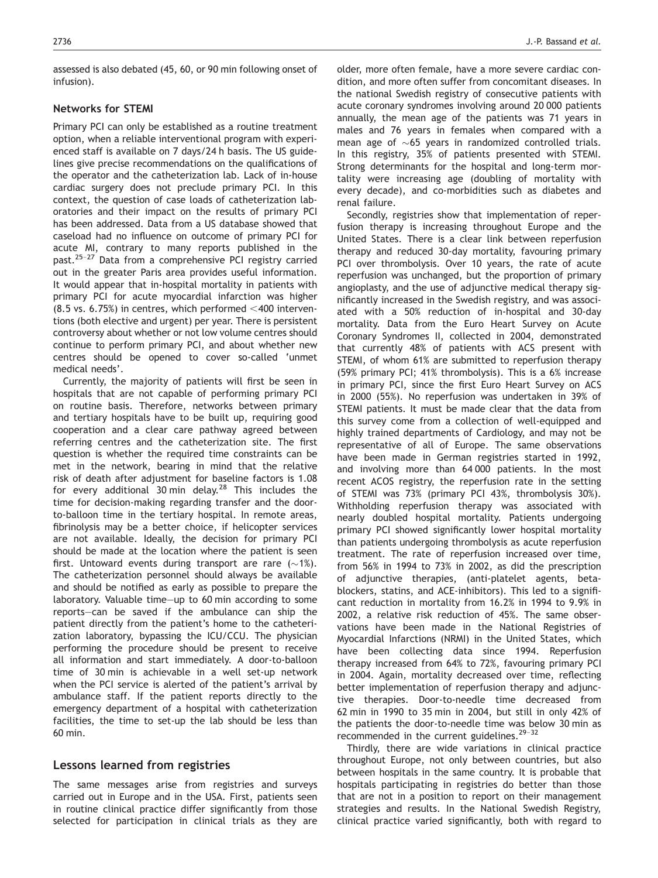assessed is also debated (45, 60, or 90 min following onset of infusion).

### Networks for STEMI

Primary PCI can only be established as a routine treatment option, when a reliable interventional program with experienced staff is available on 7 days/24 h basis. The US guidelines give precise recommendations on the qualifications of the operator and the catheterization lab. Lack of in-house cardiac surgery does not preclude primary PCI. In this context, the question of case loads of catheterization laboratories and their impact on the results of primary PCI has been addressed. Data from a US database showed that caseload had no influence on outcome of primary PCI for acute MI, contrary to many reports published in the past.[25–27] Data from a comprehensive PCI registry carried out in the greater Paris area provides useful information. It would appear that in-hospital mortality in patients with primary PCI for acute myocardial infarction was higher (8.5 vs. 6.75%) in centres, which performed <400 interventions (both elective and urgent) per year. There is persistent controversy about whether or not low volume centres should continue to perform primary PCI, and about whether new centres should be opened to cover so-called 'unmet medical needs'.

Currently, the majority of patients will first be seen in hospitals that are not capable of performing primary PCI on routine basis. Therefore, networks between primary and tertiary hospitals have to be built up, requiring good cooperation and a clear care pathway agreed between referring centres and the catheterization site. The first question is whether the required time constraints can be met in the network, bearing in mind that the relative risk of death after adjustment for baseline factors is 1.08 for every additional 30 min delay.[28] This includes the time for decision-making regarding transfer and the door-to-balloon time in the tertiary hospital. In remote areas, fibrinolysis may be a better choice, if helicopter services are not available. Ideally, the decision for primary PCI should be made at the location where the patient is seen first. Untoward events during transport are rare (~1%). The catheterization personnel should always be available and should be notified as early as possible to prepare the laboratory. Valuable time—up to 60 min according to some reports—can be saved if the ambulance can ship the patient directly from the patient's home to the catheterization laboratory, bypassing the ICU/CCU. The physician performing the procedure should be present to receive all information and start immediately. A door-to-balloon time of 30 min is achievable in a well set-up network when the PCI service is alerted of the patient's arrival by ambulance staff. If the patient reports directly to the emergency department of a hospital with catheterization facilities, the time to set-up the lab should be less than 60 min.

## Lessons learned from registries

The same messages arise from registries and surveys carried out in Europe and in the USA. First, patients seen in routine clinical practice differ significantly from those selected for participation in clinical trials as they are older, more often female, have a more severe cardiac condition, and more often suffer from concomitant diseases. In the national Swedish registry of consecutive patients with acute coronary syndromes involving around 20 000 patients annually, the mean age of the patients was 71 years in males and 76 years in females when compared with a mean age of ~65 years in randomized controlled trials. In this registry, 35% of patients presented with STEMI. Strong determinants for the hospital and long-term mortality were increasing age (doubling of mortality with every decade), and co-morbidities such as diabetes and renal failure.

Secondly, registries show that implementation of reperfusion therapy is increasing throughout Europe and the United States. There is a clear link between reperfusion therapy and reduced 30-day mortality, favouring primary PCI over thrombolysis. Over 10 years, the rate of acute reperfusion was unchanged, but the proportion of primary angioplasty, and the use of adjunctive medical therapy significantly increased in the Swedish registry, and was associated with a 50% reduction of in-hospital and 30-day mortality. Data from the Euro Heart Survey on Acute Coronary Syndromes II, collected in 2004, demonstrated that currently 48% of patients with ACS present with STEMI, of whom 61% are submitted to reperfusion therapy (59% primary PCI; 41% thrombolysis). This is a 6% increase in primary PCI, since the first Euro Heart Survey on ACS in 2000 (55%). No reperfusion was undertaken in 39% of STEMI patients. It must be made clear that the data from this survey come from a collection of well-equipped and highly trained departments of Cardiology, and may not be representative of all of Europe. The same observations have been made in German registries started in 1992, and involving more than 64 000 patients. In the most recent ACOS registry, the reperfusion rate in the setting of STEMI was 73% (primary PCI 43%, thrombolysis 30%). Withholding reperfusion therapy was associated with nearly doubled hospital mortality. Patients undergoing primary PCI showed significantly lower hospital mortality than patients undergoing thrombolysis as acute reperfusion treatment. The rate of reperfusion increased over time, from 56% in 1994 to 73% in 2002, as did the prescription of adjunctive therapies, (anti-platelet agents, beta-blockers, statins, and ACE-inhibitors). This led to a significant reduction in mortality from 16.2% in 1994 to 9.9% in 2002, a relative risk reduction of 45%. The same observations have been made in the National Registries of Myocardial Infarctions (NRMI) in the United States, which have been collecting data since 1994. Reperfusion therapy increased from 64% to 72%, favouring primary PCI in 2004. Again, mortality decreased over time, reflecting better implementation of reperfusion therapy and adjunctive therapies. Door-to-needle time decreased from 62 min in 1990 to 35 min in 2004, but still in only 42% of the patients the door-to-needle time was below 30 min as recommended in the current guidelines.[29–32]

Thirdly, there are wide variations in clinical practice throughout Europe, not only between countries, but also between hospitals in the same country. It is probable that hospitals participating in registries do better than those that are not in a position to report on their management strategies and results. In the National Swedish Registry, clinical practice varied significantly, both with regard to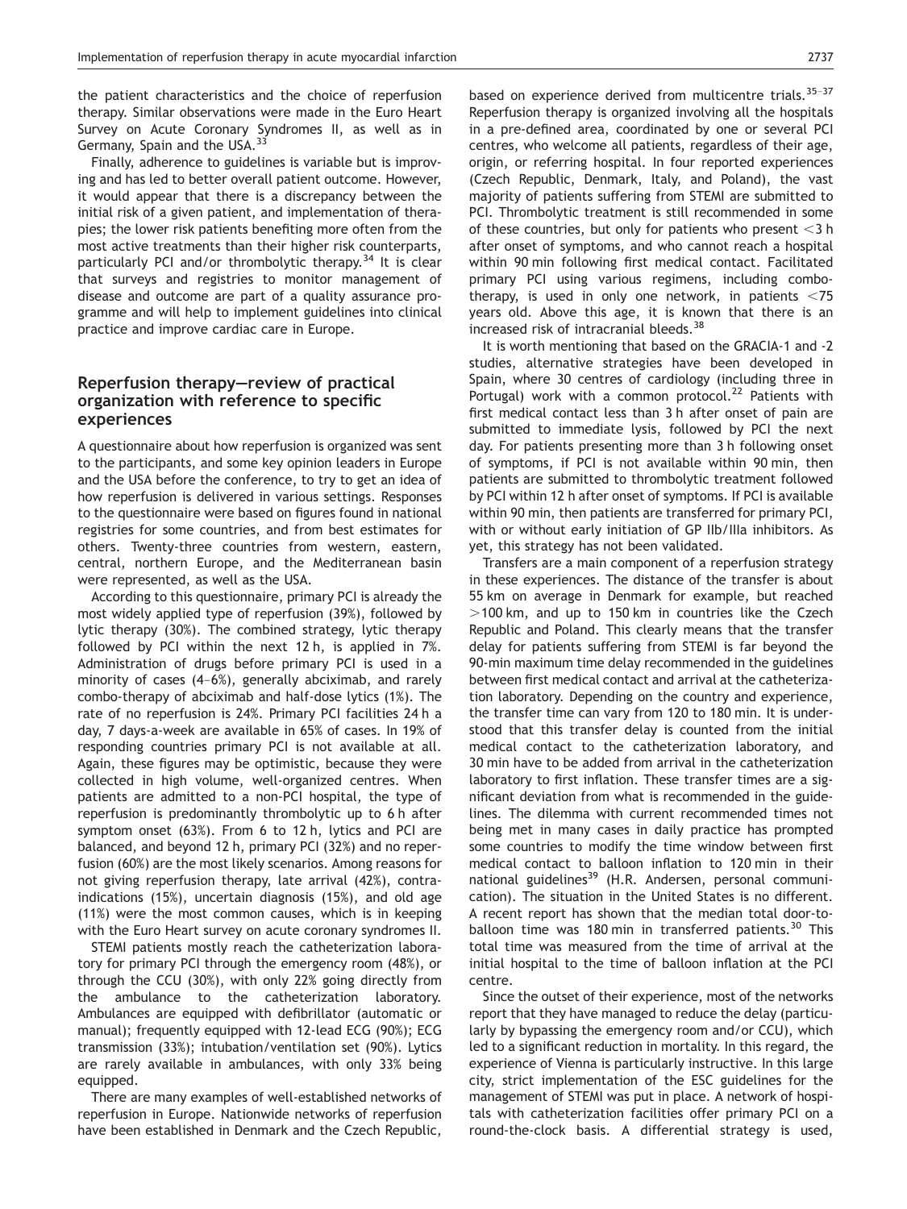the patient characteristics and the choice of reperfusion therapy. Similar observations were made in the Euro Heart Survey on Acute Coronary Syndromes II, as well as in Germany, Spain and the USA.[33]

Finally, adherence to guidelines is variable but is improving and has led to better overall patient outcome. However, it would appear that there is a discrepancy between the initial risk of a given patient, and implementation of therapies; the lower risk patients benefiting more often from the most active treatments than their higher risk counterparts, particularly PCI and/or thrombolytic therapy.[34] It is clear that surveys and registries to monitor management of disease and outcome are part of a quality assurance programme and will help to implement guidelines into clinical practice and improve cardiac care in Europe.

## Reperfusion therapy—review of practical organization with reference to specific experiences

A questionnaire about how reperfusion is organized was sent to the participants, and some key opinion leaders in Europe and the USA before the conference, to try to get an idea of how reperfusion is delivered in various settings. Responses to the questionnaire were based on figures found in national registries for some countries, and from best estimates for others. Twenty-three countries from western, eastern, central, northern Europe, and the Mediterranean basin were represented, as well as the USA.

According to this questionnaire, primary PCI is already the most widely applied type of reperfusion (39%), followed by lytic therapy (30%). The combined strategy, lytic therapy followed by PCI within the next 12 h, is applied in 7%. Administration of drugs before primary PCI is used in a minority of cases (4–6%), generally abciximab, and rarely combo-therapy of abciximab and half-dose lytics (1%). The rate of no reperfusion is 24%. Primary PCI facilities 24 h a day, 7 days-a-week are available in 65% of cases. In 19% of responding countries primary PCI is not available at all. Again, these figures may be optimistic, because they were collected in high volume, well-organized centres. When patients are admitted to a non-PCI hospital, the type of reperfusion is predominantly thrombolytic up to 6 h after symptom onset (63%). From 6 to 12 h, lytics and PCI are balanced, and beyond 12 h, primary PCI (32%) and no reperfusion (60%) are the most likely scenarios. Among reasons for not giving reperfusion therapy, late arrival (42%), contraindications (15%), uncertain diagnosis (15%), and old age (11%) were the most common causes, which is in keeping with the Euro Heart survey on acute coronary syndromes II.

STEMI patients mostly reach the catheterization laboratory for primary PCI through the emergency room (48%), or through the CCU (30%), with only 22% going directly from the ambulance to the catheterization laboratory. Ambulances are equipped with defibrillator (automatic or manual); frequently equipped with 12-lead ECG (90%); ECG transmission (33%); intubation/ventilation set (90%). Lytics are rarely available in ambulances, with only 33% being equipped.

There are many examples of well-established networks of reperfusion in Europe. Nationwide networks of reperfusion have been established in Denmark and the Czech Republic, based on experience derived from multicentre trials.[35–37] Reperfusion therapy is organized involving all the hospitals in a pre-defined area, coordinated by one or several PCI centres, who welcome all patients, regardless of their age, origin, or referring hospital. In four reported experiences (Czech Republic, Denmark, Italy, and Poland), the vast majority of patients suffering from STEMI are submitted to PCI. Thrombolytic treatment is still recommended in some of these countries, but only for patients who present <3 h after onset of symptoms, and who cannot reach a hospital within 90 min following first medical contact. Facilitated primary PCI using various regimens, including combo-therapy, is used in only one network, in patients <75 years old. Above this age, it is known that there is an increased risk of intracranial bleeds.[38]

It is worth mentioning that based on the GRACIA-1 and -2 studies, alternative strategies have been developed in Spain, where 30 centres of cardiology (including three in Portugal) work with a common protocol.[22] Patients with first medical contact less than 3 h after onset of pain are submitted to immediate lysis, followed by PCI the next day. For patients presenting more than 3 h following onset of symptoms, if PCI is not available within 90 min, then patients are submitted to thrombolytic treatment followed by PCI within 12 h after onset of symptoms. If PCI is available within 90 min, then patients are transferred for primary PCI, with or without early initiation of GP IIb/IIIa inhibitors. As yet, this strategy has not been validated.

Transfers are a main component of a reperfusion strategy in these experiences. The distance of the transfer is about 55 km on average in Denmark for example, but reached >100 km, and up to 150 km in countries like the Czech Republic and Poland. This clearly means that the transfer delay for patients suffering from STEMI is far beyond the 90-min maximum time delay recommended in the guidelines between first medical contact and arrival at the catheterization laboratory. Depending on the country and experience, the transfer time can vary from 120 to 180 min. It is understood that this transfer delay is counted from the initial medical contact to the catheterization laboratory, and 30 min have to be added from arrival in the catheterization laboratory to first inflation. These transfer times are a significant deviation from what is recommended in the guidelines. The dilemma with current recommended times not being met in many cases in daily practice has prompted some countries to modify the time window between first medical contact to balloon inflation to 120 min in their national guidelines[39] (H.R. Andersen, personal communication). The situation in the United States is no different. A recent report has shown that the median total door-to-balloon time was 180 min in transferred patients.[30] This total time was measured from the time of arrival at the initial hospital to the time of balloon inflation at the PCI centre.

Since the outset of their experience, most of the networks report that they have managed to reduce the delay (particularly by bypassing the emergency room and/or CCU), which led to a significant reduction in mortality. In this regard, the experience of Vienna is particularly instructive. In this large city, strict implementation of the ESC guidelines for the management of STEMI was put in place. A network of hospitals with catheterization facilities offer primary PCI on a round-the-clock basis. A differential strategy is used,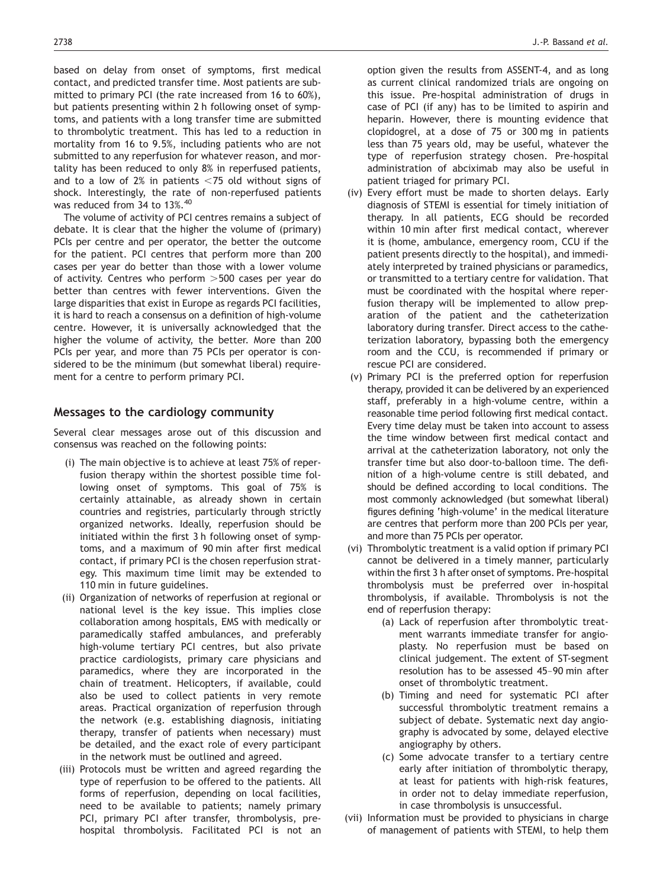based on delay from onset of symptoms, first medical contact, and predicted transfer time. Most patients are submitted to primary PCI (the rate increased from 16 to 60%), but patients presenting within 2 h following onset of symptoms, and patients with a long transfer time are submitted to thrombolytic treatment. This has led to a reduction in mortality from 16 to 9.5%, including patients who are not submitted to any reperfusion for whatever reason, and mortality has been reduced to only 8% in reperfused patients, and to a low of 2% in patients <75 old without signs of shock. Interestingly, the rate of non-reperfused patients was reduced from 34 to 13%.[40]

The volume of activity of PCI centres remains a subject of debate. It is clear that the higher the volume of (primary) PCIs per centre and per operator, the better the outcome for the patient. PCI centres that perform more than 200 cases per year do better than those with a lower volume of activity. Centres who perform >500 cases per year do better than centres with fewer interventions. Given the large disparities that exist in Europe as regards PCI facilities, it is hard to reach a consensus on a definition of high-volume centre. However, it is universally acknowledged that the higher the volume of activity, the better. More than 200 PCIs per year, and more than 75 PCIs per operator is considered to be the minimum (but somewhat liberal) requirement for a centre to perform primary PCI.

## Messages to the cardiology community

Several clear messages arose out of this discussion and consensus was reached on the following points:

(i) The main objective is to achieve at least 75% of reperfusion therapy within the shortest possible time following onset of symptoms. This goal of 75% is certainly attainable, as already shown in certain countries and registries, particularly through strictly organized networks. Ideally, reperfusion should be initiated within the first 3 h following onset of symptoms, and a maximum of 90 min after first medical contact, if primary PCI is the chosen reperfusion strategy. This maximum time limit may be extended to 110 min in future guidelines.

(ii) Organization of networks of reperfusion at regional or national level is the key issue. This implies close collaboration among hospitals, EMS with medically or paramedically staffed ambulances, and preferably high-volume tertiary PCI centres, but also private practice cardiologists, primary care physicians and paramedics, where they are incorporated in the chain of treatment. Helicopters, if available, could also be used to collect patients in very remote areas. Practical organization of reperfusion through the network (e.g. establishing diagnosis, initiating therapy, transfer of patients when necessary) must be detailed, and the exact role of every participant in the network must be outlined and agreed.

(iii) Protocols must be written and agreed regarding the type of reperfusion to be offered to the patients. All forms of reperfusion, depending on local facilities, need to be available to patients; namely primary PCI, primary PCI after transfer, thrombolysis, pre-hospital thrombolysis. Facilitated PCI is not an option given the results from ASSENT-4, and as long as current clinical randomized trials are ongoing on this issue. Pre-hospital administration of drugs in case of PCI (if any) has to be limited to aspirin and heparin. However, there is mounting evidence that clopidogrel, at a dose of 75 or 300 mg in patients less than 75 years old, may be useful, whatever the type of reperfusion strategy chosen. Pre-hospital administration of abciximab may also be useful in patient triaged for primary PCI.

(iv) Every effort must be made to shorten delays. Early diagnosis of STEMI is essential for timely initiation of therapy. In all patients, ECG should be recorded within 10 min after first medical contact, wherever it is (home, ambulance, emergency room, CCU if the patient presents directly to the hospital), and immediately interpreted by trained physicians or paramedics, or transmitted to a tertiary centre for validation. That must be coordinated with the hospital where reperfusion therapy will be implemented to allow preparation of the patient and the catheterization laboratory during transfer. Direct access to the catheterization laboratory, bypassing both the emergency room and the CCU, is recommended if primary or rescue PCI are considered.

(v) Primary PCI is the preferred option for reperfusion therapy, provided it can be delivered by an experienced staff, preferably in a high-volume centre, within a reasonable time period following first medical contact. Every time delay must be taken into account to assess the time window between first medical contact and arrival at the catheterization laboratory, not only the transfer time but also door-to-balloon time. The definition of a high-volume centre is still debated, and should be defined according to local conditions. The most commonly acknowledged (but somewhat liberal) figures defining 'high-volume' in the medical literature are centres that perform more than 200 PCIs per year, and more than 75 PCIs per operator.

(vi) Thrombolytic treatment is a valid option if primary PCI cannot be delivered in a timely manner, particularly within the first 3 h after onset of symptoms. Pre-hospital thrombolysis must be preferred over in-hospital thrombolysis, if available. Thrombolysis is not the end of reperfusion therapy:

   (a) Lack of reperfusion after thrombolytic treatment warrants immediate transfer for angioplasty. No reperfusion must be based on clinical judgement. The extent of ST-segment resolution has to be assessed 45–90 min after onset of thrombolytic treatment.

   (b) Timing and need for systematic PCI after successful thrombolytic treatment remains a subject of debate. Systematic next day angiography is advocated by some, delayed elective angiography by others.

   (c) Some advocate transfer to a tertiary centre early after initiation of thrombolytic therapy, at least for patients with high-risk features, in order not to delay immediate reperfusion, in case thrombolysis is unsuccessful.

(vii) Information must be provided to physicians in charge of management of patients with STEMI, to help them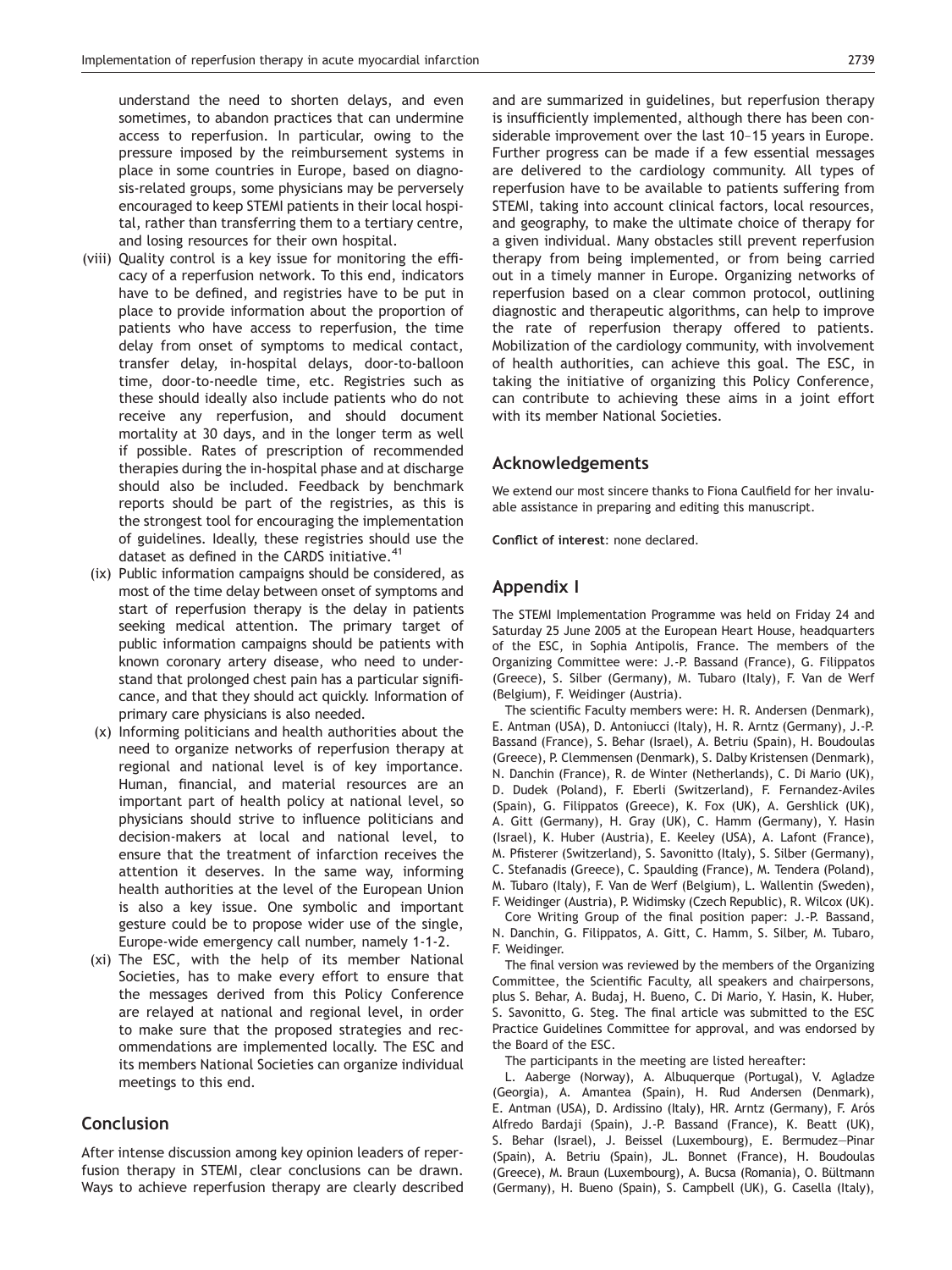understand the need to shorten delays, and even sometimes, to abandon practices that can undermine access to reperfusion. In particular, owing to the pressure imposed by the reimbursement systems in place in some countries in Europe, based on diagnosis-related groups, some physicians may be perversely encouraged to keep STEMI patients in their local hospital, rather than transferring them to a tertiary centre, and losing resources for their own hospital.

(viii) Quality control is a key issue for monitoring the efficacy of a reperfusion network. To this end, indicators have to be defined, and registries have to be put in place to provide information about the proportion of patients who have access to reperfusion, the time delay from onset of symptoms to medical contact, transfer delay, in-hospital delays, door-to-balloon time, door-to-needle time, etc. Registries such as these should ideally also include patients who do not receive any reperfusion, and should document mortality at 30 days, and in the longer term as well if possible. Rates of prescription of recommended therapies during the in-hospital phase and at discharge should also be included. Feedback by benchmark reports should be part of the registries, as this is the strongest tool for encouraging the implementation of guidelines. Ideally, these registries should use the dataset as defined in the CARDS initiative.[41]

(ix) Public information campaigns should be considered, as most of the time delay between onset of symptoms and start of reperfusion therapy is the delay in patients seeking medical attention. The primary target of public information campaigns should be patients with known coronary artery disease, who need to understand that prolonged chest pain has a particular significance, and that they should act quickly. Information of primary care physicians is also needed.

(x) Informing politicians and health authorities about the need to organize networks of reperfusion therapy at regional and national level is of key importance. Human, financial, and material resources are an important part of health policy at national level, so physicians should strive to influence politicians and decision-makers at local and national level, to ensure that the treatment of infarction receives the attention it deserves. In the same way, informing health authorities at the level of the European Union is also a key issue. One symbolic and important gesture could be to propose wider use of the single, Europe-wide emergency call number, namely 1-1-2.

(xi) The ESC, with the help of its member National Societies, has to make every effort to ensure that the messages derived from this Policy Conference are relayed at national and regional level, in order to make sure that the proposed strategies and recommendations are implemented locally. The ESC and its members National Societies can organize individual meetings to this end.

## Conclusion

After intense discussion among key opinion leaders of reperfusion therapy in STEMI, clear conclusions can be drawn. Ways to achieve reperfusion therapy are clearly described and are summarized in guidelines, but reperfusion therapy is insufficiently implemented, although there has been considerable improvement over the last 10–15 years in Europe. Further progress can be made if a few essential messages are delivered to the cardiology community. All types of reperfusion have to be available to patients suffering from STEMI, taking into account clinical factors, local resources, and geography, to make the ultimate choice of therapy for a given individual. Many obstacles still prevent reperfusion therapy from being implemented, or from being carried out in a timely manner in Europe. Organizing networks of reperfusion based on a clear common protocol, outlining diagnostic and therapeutic algorithms, can help to improve the rate of reperfusion therapy offered to patients. Mobilization of the cardiology community, with involvement of health authorities, can achieve this goal. The ESC, in taking the initiative of organizing this Policy Conference, can contribute to achieving these aims in a joint effort with its member National Societies.

## Acknowledgements

We extend our most sincere thanks to Fiona Caulfield for her invaluable assistance in preparing and editing this manuscript.

**Conflict of interest**: none declared.

## Appendix I

The STEMI Implementation Programme was held on Friday 24 and Saturday 25 June 2005 at the European Heart House, headquarters of the ESC, in Sophia Antipolis, France. The members of the Organizing Committee were: J.-P. Bassand (France), G. Filippatos (Greece), S. Silber (Germany), M. Tubaro (Italy), F. Van de Werf (Belgium), F. Weidinger (Austria).

The scientific Faculty members were: H. R. Andersen (Denmark), E. Antman (USA), D. Antoniucci (Italy), H. R. Arntz (Germany), J.-P. Bassand (France), S. Behar (Israel), A. Betriu (Spain), H. Boudoulas (Greece), P. Clemmensen (Denmark), S. Dalby Kristensen (Denmark), N. Danchin (France), R. de Winter (Netherlands), C. Di Mario (UK), D. Dudek (Poland), F. Eberli (Switzerland), F. Fernandez-Aviles (Spain), G. Filippatos (Greece), K. Fox (UK), A. Gershlick (UK), A. Gitt (Germany), H. Gray (UK), C. Hamm (Germany), Y. Hasin (Israel), K. Huber (Austria), E. Keeley (USA), A. Lafont (France), M. Pfisterer (Switzerland), S. Savonitto (Italy), S. Silber (Germany), C. Stefanadis (Greece), C. Spaulding (France), M. Tendera (Poland), M. Tubaro (Italy), F. Van de Werf (Belgium), L. Wallentin (Sweden), F. Weidinger (Austria), P. Widimsky (Czech Republic), R. Wilcox (UK).

Core Writing Group of the final position paper: J.-P. Bassand, N. Danchin, G. Filippatos, A. Gitt, C. Hamm, S. Silber, M. Tubaro, F. Weidinger.

The final version was reviewed by the members of the Organizing Committee, the Scientific Faculty, all speakers and chairpersons, plus S. Behar, A. Budaj, H. Bueno, C. Di Mario, Y. Hasin, K. Huber, S. Savonitto, G. Steg. The final article was submitted to the ESC Practice Guidelines Committee for approval, and was endorsed by the Board of the ESC.

The participants in the meeting are listed hereafter:

L. Aaberge (Norway), A. Albuquerque (Portugal), V. Agladze (Georgia), A. Amantea (Spain), H. Rud Andersen (Denmark), E. Antman (USA), D. Ardissino (Italy), HR. Arntz (Germany), F. Arós Alfredo Bardaji (Spain), J.-P. Bassand (France), K. Beatt (UK), S. Behar (Israel), J. Beissel (Luxembourg), E. Bermudez—Pinar (Spain), A. Betriu (Spain), JL. Bonnet (France), H. Boudoulas (Greece), M. Braun (Luxembourg), A. Bucsa (Romania), O. Bültmann (Germany), H. Bueno (Spain), S. Campbell (UK), G. Casella (Italy),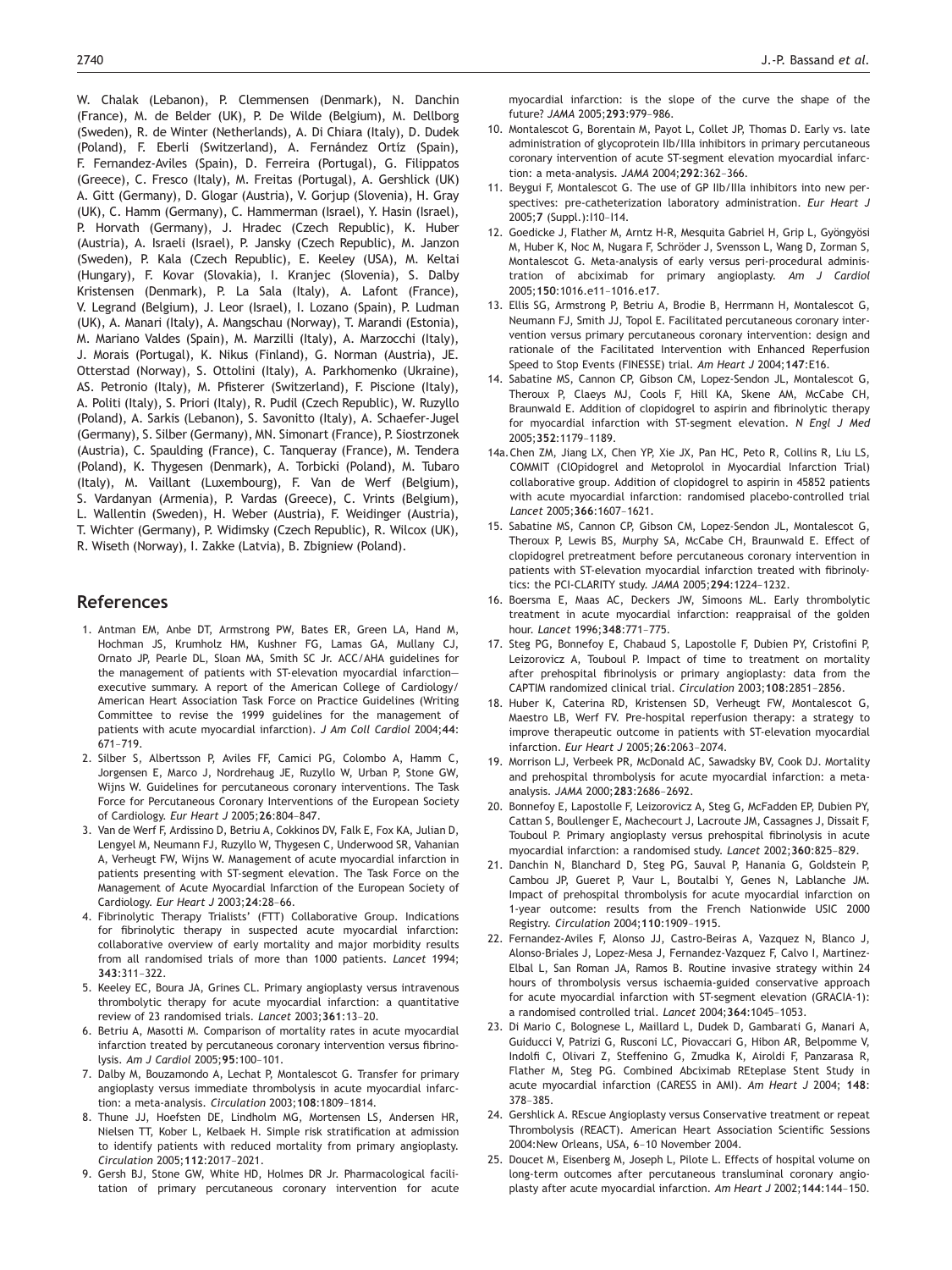W. Chalak (Lebanon), P. Clemmensen (Denmark), N. Danchin (France), M. de Belder (UK), P. De Wilde (Belgium), M. Dellborg (Sweden), R. de Winter (Netherlands), A. Di Chiara (Italy), D. Dudek (Poland), F. Eberli (Switzerland), A. Fernández Ortíz (Spain), F. Fernandez-Aviles (Spain), D. Ferreira (Portugal), G. Filippatos (Greece), C. Fresco (Italy), M. Freitas (Portugal), A. Gershlick (UK) A. Gitt (Germany), D. Glogar (Austria), V. Gorjup (Slovenia), H. Gray (UK), C. Hamm (Germany), C. Hammerman (Israel), Y. Hasin (Israel), P. Horvath (Germany), J. Hradec (Czech Republic), K. Huber (Austria), A. Israeli (Israel), P. Jansky (Czech Republic), M. Janzon (Sweden), P. Kala (Czech Republic), E. Keeley (USA), M. Keltai (Hungary), F. Kovar (Slovakia), I. Kranjec (Slovenia), S. Dalby Kristensen (Denmark), P. La Sala (Italy), A. Lafont (France), V. Legrand (Belgium), J. Leor (Israel), I. Lozano (Spain), P. Ludman (UK), A. Manari (Italy), A. Mangschau (Norway), T. Marandi (Estonia), M. Mariano Valdes (Spain), M. Marzilli (Italy), A. Marzocchi (Italy), J. Morais (Portugal), K. Nikus (Finland), G. Norman (Austria), JE. Otterstad (Norway), S. Ottolini (Italy), A. Parkhomenko (Ukraine), AS. Petronio (Italy), M. Pfisterer (Switzerland), F. Piscione (Italy), A. Politi (Italy), S. Priori (Italy), R. Pudil (Czech Republic), W. Ruzyllo (Poland), A. Sarkis (Lebanon), S. Savonitto (Italy), A. Schaefer-Jugel (Germany), S. Silber (Germany), MN. Simonart (France), P. Siostrzonek (Austria), C. Spaulding (France), C. Tanqueray (France), M. Tendera (Poland), K. Thygesen (Denmark), A. Torbicki (Poland), M. Tubaro (Italy), M. Vaillant (Luxembourg), F. Van de Werf (Belgium), S. Vardanyan (Armenia), P. Vardas (Greece), C. Vrints (Belgium), L. Wallentin (Sweden), H. Weber (Austria), F. Weidinger (Austria), T. Wichter (Germany), P. Widimsky (Czech Republic), R. Wilcox (UK), R. Wiseth (Norway), I. Zakke (Latvia), B. Zbigniew (Poland).

## References

1. Antman EM, Anbe DT, Armstrong PW, Bates ER, Green LA, Hand M, Hochman JS, Krumholz HM, Kushner FG, Lamas GA, Mullany CJ, Ornato JP, Pearle DL, Sloan MA, Smith SC Jr. ACC/AHA guidelines for the management of patients with ST-elevation myocardial infarction—executive summary. A report of the American College of Cardiology/American Heart Association Task Force on Practice Guidelines (Writing Committee to revise the 1999 guidelines for the management of patients with acute myocardial infarction). *J Am Coll Cardiol* 2004;**44**:671–719.
2. Silber S, Albertsson P, Aviles FF, Camici PG, Colombo A, Hamm C, Jorgensen E, Marco J, Nordrehaug JE, Ruzyllo W, Urban P, Stone GW, Wijns W. Guidelines for percutaneous coronary interventions. The Task Force for Percutaneous Coronary Interventions of the European Society of Cardiology. *Eur Heart J* 2005;**26**:804–847.
3. Van de Werf F, Ardissino D, Betriu A, Cokkinos DV, Falk E, Fox KA, Julian D, Lengyel M, Neumann FJ, Ruzyllo W, Thygesen C, Underwood SR, Vahanian A, Verheugt FW, Wijns W. Management of acute myocardial infarction in patients presenting with ST-segment elevation. The Task Force on the Management of Acute Myocardial Infarction of the European Society of Cardiology. *Eur Heart J* 2003;**24**:28–66.
4. Fibrinolytic Therapy Trialists' (FTT) Collaborative Group. Indications for fibrinolytic therapy in suspected acute myocardial infarction: collaborative overview of early mortality and major morbidity results from all randomised trials of more than 1000 patients. *Lancet* 1994;**343**:311–322.
5. Keeley EC, Boura JA, Grines CL. Primary angioplasty versus intravenous thrombolytic therapy for acute myocardial infarction: a quantitative review of 23 randomised trials. *Lancet* 2003;**361**:13–20.
6. Betriu A, Masotti M. Comparison of mortality rates in acute myocardial infarction treated by percutaneous coronary intervention versus fibrinolysis. *Am J Cardiol* 2005;**95**:100–101.
7. Dalby M, Bouzamondo A, Lechat P, Montalescot G. Transfer for primary angioplasty versus immediate thrombolysis in acute myocardial infarction: a meta-analysis. *Circulation* 2003;**108**:1809–1814.
8. Thune JJ, Hoefsten DE, Lindholm MG, Mortensen LS, Andersen HR, Nielsen TT, Kober L, Kelbaek H. Simple risk stratification at admission to identify patients with reduced mortality from primary angioplasty. *Circulation* 2005;**112**:2017–2021.
9. Gersh BJ, Stone GW, White HD, Holmes DR Jr. Pharmacological facilitation of primary percutaneous coronary intervention for acute myocardial infarction: is the slope of the curve the shape of the future? *JAMA* 2005;**293**:979–986.
10. Montalescot G, Borentain M, Payot L, Collet JP, Thomas D. Early vs. late administration of glycoprotein IIb/IIIa inhibitors in primary percutaneous coronary intervention of acute ST-segment elevation myocardial infarction: a meta-analysis. *JAMA* 2004;**292**:362–366.
11. Beygui F, Montalescot G. The use of GP IIb/IIIa inhibitors into new perspectives: pre-catheterization laboratory administration. *Eur Heart J* 2005;**7** (Suppl.):I10–I14.
12. Goedicke J, Flather M, Arntz H-R, Mesquita Gabriel H, Grip L, Gyöngyösi M, Huber K, Noc M, Nugara F, Schröder J, Svensson L, Wang D, Zorman S, Montalescot G. Meta-analysis of early versus peri-procedural administration of abciximab for primary angioplasty. *Am J Cardiol* 2005;**150**:1016.e11–1016.e17.
13. Ellis SG, Armstrong P, Betriu A, Brodie B, Herrmann H, Montalescot G, Neumann FJ, Smith JJ, Topol E. Facilitated percutaneous coronary intervention versus primary percutaneous coronary intervention: design and rationale of the Facilitated Intervention with Enhanced Reperfusion Speed to Stop Events (FINESSE) trial. *Am Heart J* 2004;**147**:E16.
14. Sabatine MS, Cannon CP, Gibson CM, Lopez-Sendon JL, Montalescot G, Theroux P, Claeys MJ, Cools F, Hill KA, Skene AM, McCabe CH, Braunwald E. Addition of clopidogrel to aspirin and fibrinolytic therapy for myocardial infarction with ST-segment elevation. *N Engl J Med* 2005;**352**:1179–1189.

14a. Chen ZM, Jiang LX, Chen YP, Xie JX, Pan HC, Peto R, Collins R, Liu LS, COMMIT (ClOpidogrel and Metoprolol in Myocardial Infarction Trial) collaborative group. Addition of clopidogrel to aspirin in 45852 patients with acute myocardial infarction: randomised placebo-controlled trial *Lancet* 2005;**366**:1607–1621.

15. Sabatine MS, Cannon CP, Gibson CM, Lopez-Sendon JL, Montalescot G, Theroux P, Lewis BS, Murphy SA, McCabe CH, Braunwald E. Effect of clopidogrel pretreatment before percutaneous coronary intervention in patients with ST-elevation myocardial infarction treated with fibrinolytics: the PCI-CLARITY study. *JAMA* 2005;**294**:1224–1232.
16. Boersma E, Maas AC, Deckers JW, Simoons ML. Early thrombolytic treatment in acute myocardial infarction: reappraisal of the golden hour. *Lancet* 1996;**348**:771–775.
17. Steg PG, Bonnefoy E, Chabaud S, Lapostolle F, Dubien PY, Cristofini P, Leizorovicz A, Touboul P. Impact of time to treatment on mortality after prehospital fibrinolysis or primary angioplasty: data from the CAPTIM randomized clinical trial. *Circulation* 2003;**108**:2851–2856.
18. Huber K, Caterina RD, Kristensen SD, Verheugt FW, Montalescot G, Maestro LB, Werf FV. Pre-hospital reperfusion therapy: a strategy to improve therapeutic outcome in patients with ST-elevation myocardial infarction. *Eur Heart J* 2005;**26**:2063–2074.
19. Morrison LJ, Verbeek PR, McDonald AC, Sawadsky BV, Cook DJ. Mortality and prehospital thrombolysis for acute myocardial infarction: a meta-analysis. *JAMA* 2000;**283**:2686–2692.
20. Bonnefoy E, Lapostolle F, Leizorovicz A, Steg G, McFadden EP, Dubien PY, Cattan S, Boullenger E, Machecourt J, Lacroute JM, Cassagnes J, Dissait F, Touboul P. Primary angioplasty versus prehospital fibrinolysis in acute myocardial infarction: a randomised study. *Lancet* 2002;**360**:825–829.
21. Danchin N, Blanchard D, Steg PG, Sauval P, Hanania G, Goldstein P, Cambou JP, Gueret P, Vaur L, Boutalbi Y, Genes N, Lablanche JM. Impact of prehospital thrombolysis for acute myocardial infarction on 1-year outcome: results from the French Nationwide USIC 2000 Registry. *Circulation* 2004;**110**:1909–1915.
22. Fernandez-Aviles F, Alonso JJ, Castro-Beiras A, Vazquez N, Blanco J, Alonso-Briales J, Lopez-Mesa J, Fernandez-Vazquez F, Calvo I, Martinez-Elbal L, San Roman JA, Ramos B. Routine invasive strategy within 24 hours of thrombolysis versus ischaemia-guided conservative approach for acute myocardial infarction with ST-segment elevation (GRACIA-1): a randomised controlled trial. *Lancet* 2004;**364**:1045–1053.
23. Di Mario C, Bolognese L, Maillard L, Dudek D, Gambarati G, Manari A, Guiducci V, Patrizi G, Rusconi LC, Piovaccari G, Hibon AR, Belpomme V, Indolfi C, Olivari Z, Steffenino G, Zmudka K, Airoldi F, Panzarasa R, Flather M, Steg PG. Combined Abciximab REteplase Stent Study in acute myocardial infarction (CARESS in AMI). *Am Heart J* 2004; **148**: 378–385.
24. Gershlick A. REscue Angioplasty versus Conservative treatment or repeat Thrombolysis (REACT). American Heart Association Scientific Sessions 2004:New Orleans, USA, 6–10 November 2004.
25. Doucet M, Eisenberg M, Joseph L, Pilote L. Effects of hospital volume on long-term outcomes after percutaneous transluminal coronary angioplasty after acute myocardial infarction. *Am Heart J* 2002;**144**:144–150.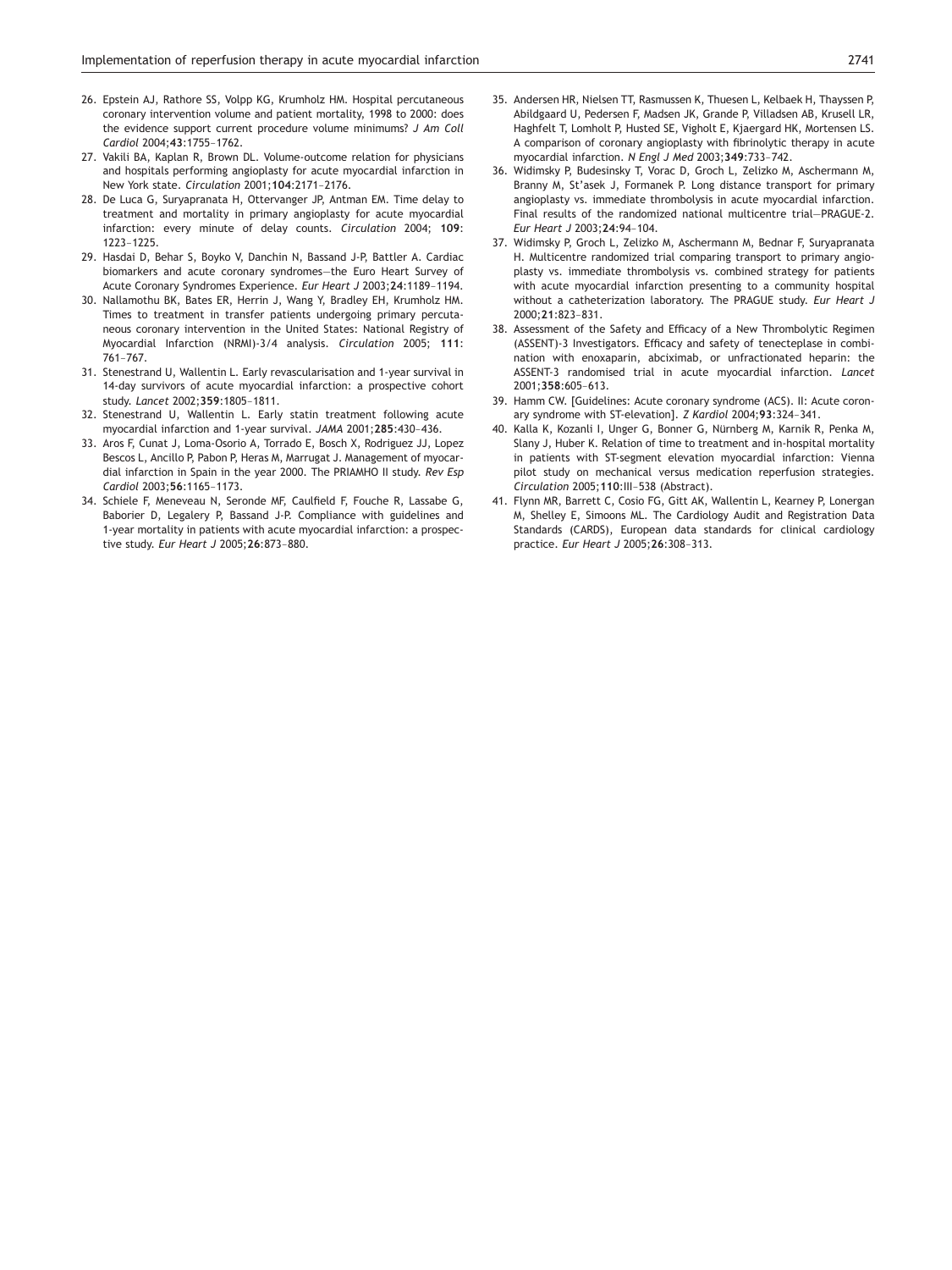26. Epstein AJ, Rathore SS, Volpp KG, Krumholz HM. Hospital percutaneous coronary intervention volume and patient mortality, 1998 to 2000: does the evidence support current procedure volume minimums? *J Am Coll Cardiol* 2004;**43**:1755–1762.
27. Vakili BA, Kaplan R, Brown DL. Volume-outcome relation for physicians and hospitals performing angioplasty for acute myocardial infarction in New York state. *Circulation* 2001;**104**:2171–2176.
28. De Luca G, Suryapranata H, Ottervanger JP, Antman EM. Time delay to treatment and mortality in primary angioplasty for acute myocardial infarction: every minute of delay counts. *Circulation* 2004; **109**: 1223–1225.
29. Hasdai D, Behar S, Boyko V, Danchin N, Bassand J-P, Battler A. Cardiac biomarkers and acute coronary syndromes—the Euro Heart Survey of Acute Coronary Syndromes Experience. *Eur Heart J* 2003;**24**:1189–1194.
30. Nallamothu BK, Bates ER, Herrin J, Wang Y, Bradley EH, Krumholz HM. Times to treatment in transfer patients undergoing primary percutaneous coronary intervention in the United States: National Registry of Myocardial Infarction (NRMI)-3/4 analysis. *Circulation* 2005; **111**: 761–767.
31. Stenestrand U, Wallentin L. Early revascularisation and 1-year survival in 14-day survivors of acute myocardial infarction: a prospective cohort study. *Lancet* 2002;**359**:1805–1811.
32. Stenestrand U, Wallentin L. Early statin treatment following acute myocardial infarction and 1-year survival. *JAMA* 2001;**285**:430–436.
33. Aros F, Cunat J, Loma-Osorio A, Torrado E, Bosch X, Rodriguez JJ, Lopez Bescos L, Ancillo P, Pabon P, Heras M, Marrugat J. Management of myocardial infarction in Spain in the year 2000. The PRIAMHO II study. *Rev Esp Cardiol* 2003;**56**:1165–1173.
34. Schiele F, Meneveau N, Seronde MF, Caulfield F, Fouche R, Lassabe G, Baborier D, Legalery P, Bassand J-P. Compliance with guidelines and 1-year mortality in patients with acute myocardial infarction: a prospective study. *Eur Heart J* 2005;**26**:873–880.
35. Andersen HR, Nielsen TT, Rasmussen K, Thuesen L, Kelbaek H, Thayssen P, Abildgaard U, Pedersen F, Madsen JK, Grande P, Villadsen AB, Krusell LR, Haghfelt T, Lomholt P, Husted SE, Vigholt E, Kjaergard HK, Mortensen LS. A comparison of coronary angioplasty with fibrinolytic therapy in acute myocardial infarction. *N Engl J Med* 2003;**349**:733–742.
36. Widimsky P, Budesinsky T, Vorac D, Groch L, Zelizko M, Aschermann M, Branny M, St'asek J, Formanek P. Long distance transport for primary angioplasty vs. immediate thrombolysis in acute myocardial infarction. Final results of the randomized national multicentre trial—PRAGUE-2. *Eur Heart J* 2003;**24**:94–104.
37. Widimsky P, Groch L, Zelizko M, Aschermann M, Bednar F, Suryapranata H. Multicentre randomized trial comparing transport to primary angioplasty vs. immediate thrombolysis vs. combined strategy for patients with acute myocardial infarction presenting to a community hospital without a catheterization laboratory. The PRAGUE study. *Eur Heart J* 2000;**21**:823–831.
38. Assessment of the Safety and Efficacy of a New Thrombolytic Regimen (ASSENT)-3 Investigators. Efficacy and safety of tenecteplase in combination with enoxaparin, abciximab, or unfractionated heparin: the ASSENT-3 randomised trial in acute myocardial infarction. *Lancet* 2001;**358**:605–613.
39. Hamm CW. [Guidelines: Acute coronary syndrome (ACS). II: Acute coronary syndrome with ST-elevation]. *Z Kardiol* 2004;**93**:324–341.
40. Kalla K, Kozanli I, Unger G, Bonner G, Nürnberg M, Karnik R, Penka M, Slany J, Huber K. Relation of time to treatment and in-hospital mortality in patients with ST-segment elevation myocardial infarction: Vienna pilot study on mechanical versus medication reperfusion strategies. *Circulation* 2005;**110**:III–538 (Abstract).
41. Flynn MR, Barrett C, Cosio FG, Gitt AK, Wallentin L, Kearney P, Lonergan M, Shelley E, Simoons ML. The Cardiology Audit and Registration Data Standards (CARDS), European data standards for clinical cardiology practice. *Eur Heart J* 2005;**26**:308–313.